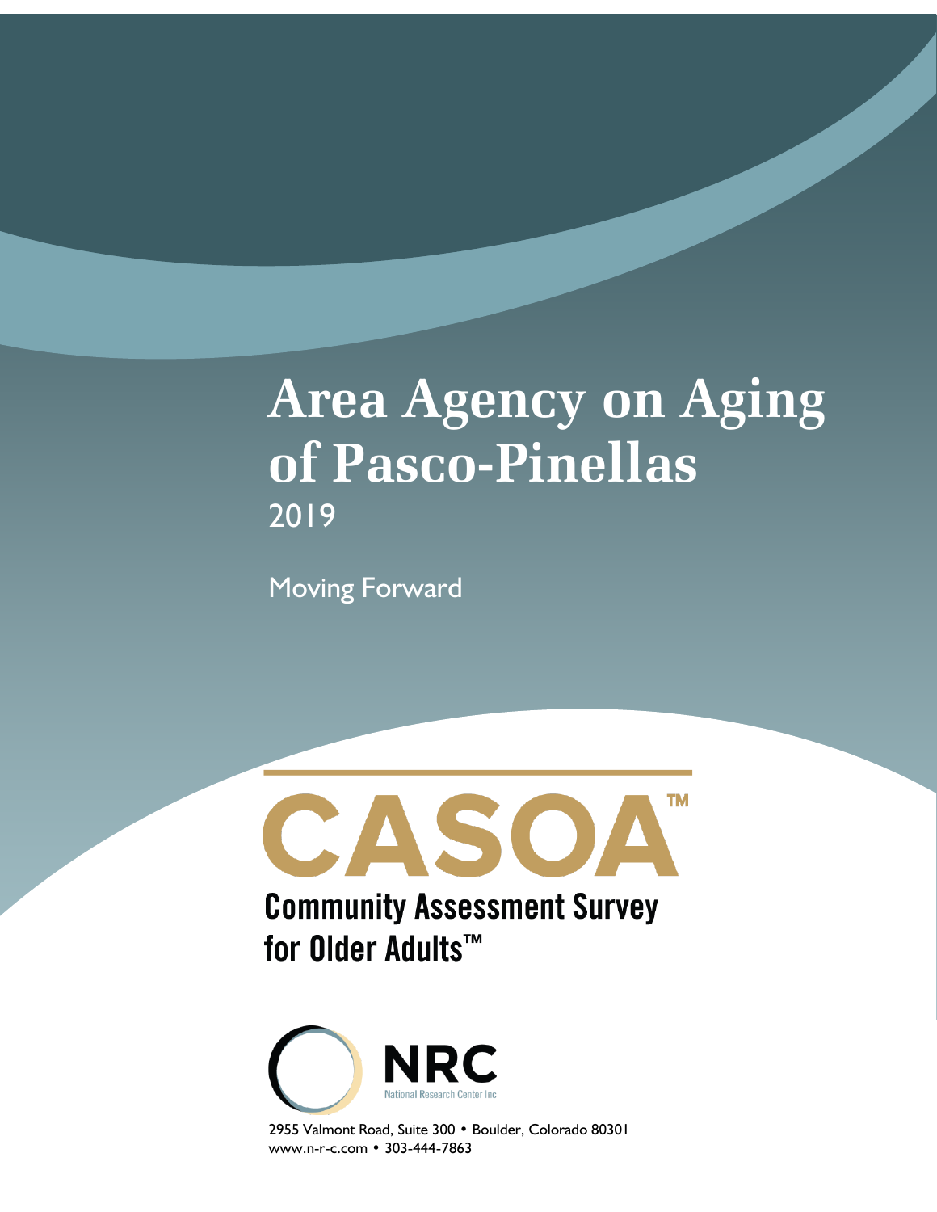# Area Agency on Aging of Pasco-Pinellas

2019

Moving Forward

CASOA™

Community Assessment Survey for Older Adults™

NRC
National Research Center Inc

2955 Valmont Road, Suite 300 • Boulder, Colorado 80301
www.n-r-c.com • 303-444-7863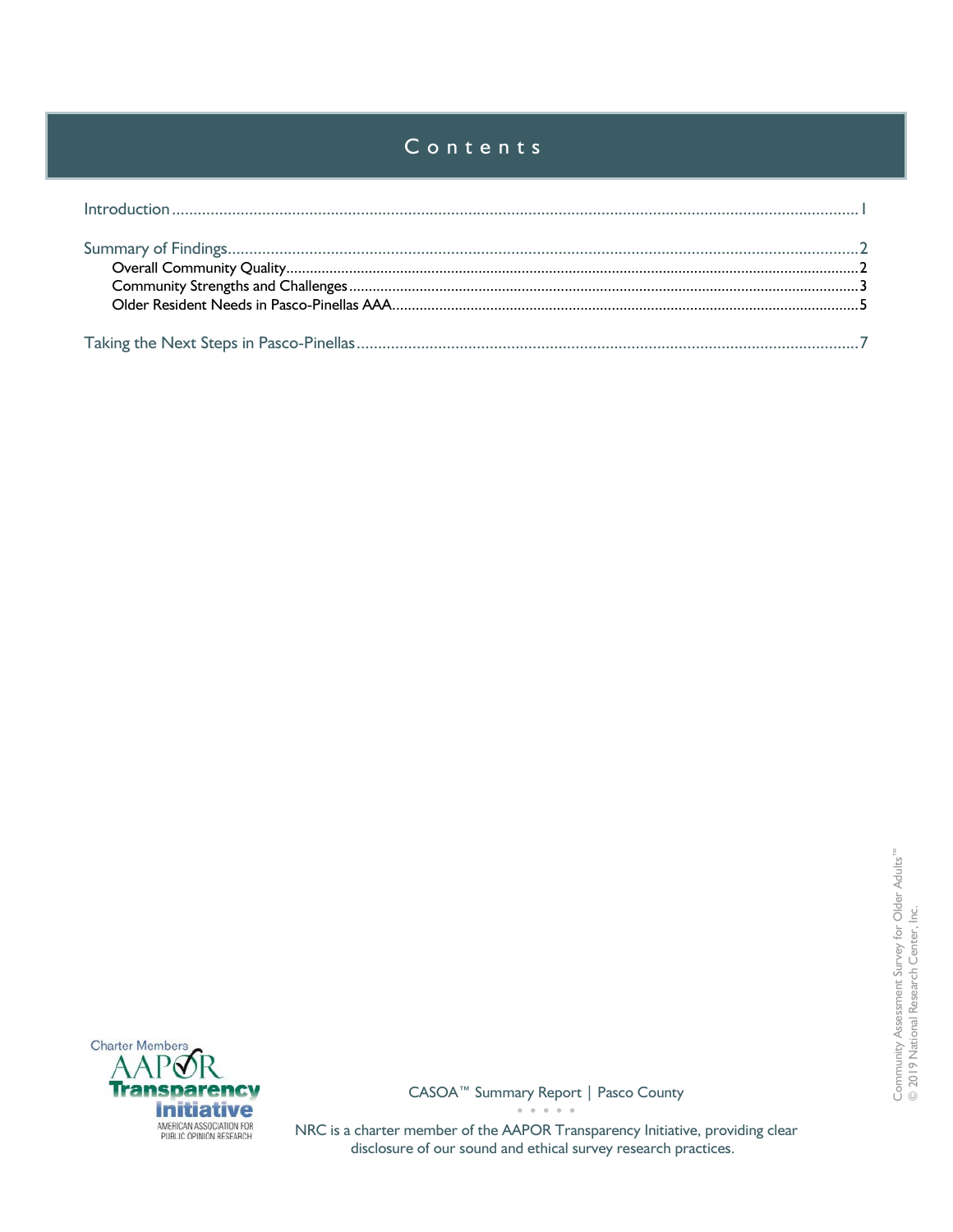# Contents

Introduction ........................................................................................................................................... 1

Summary of Findings ................................................................................................................................ 2
- Overall Community Quality ................................................................................................................ 2
- Community Strengths and Challenges ................................................................................................ 3
- Older Resident Needs in Pasco-Pinellas AAA ..................................................................................... 5

Taking the Next Steps in Pasco-Pinellas ................................................................................................ 7

NRC is a charter member of the AAPOR Transparency Initiative, providing clear disclosure of our sound and ethical survey research practices.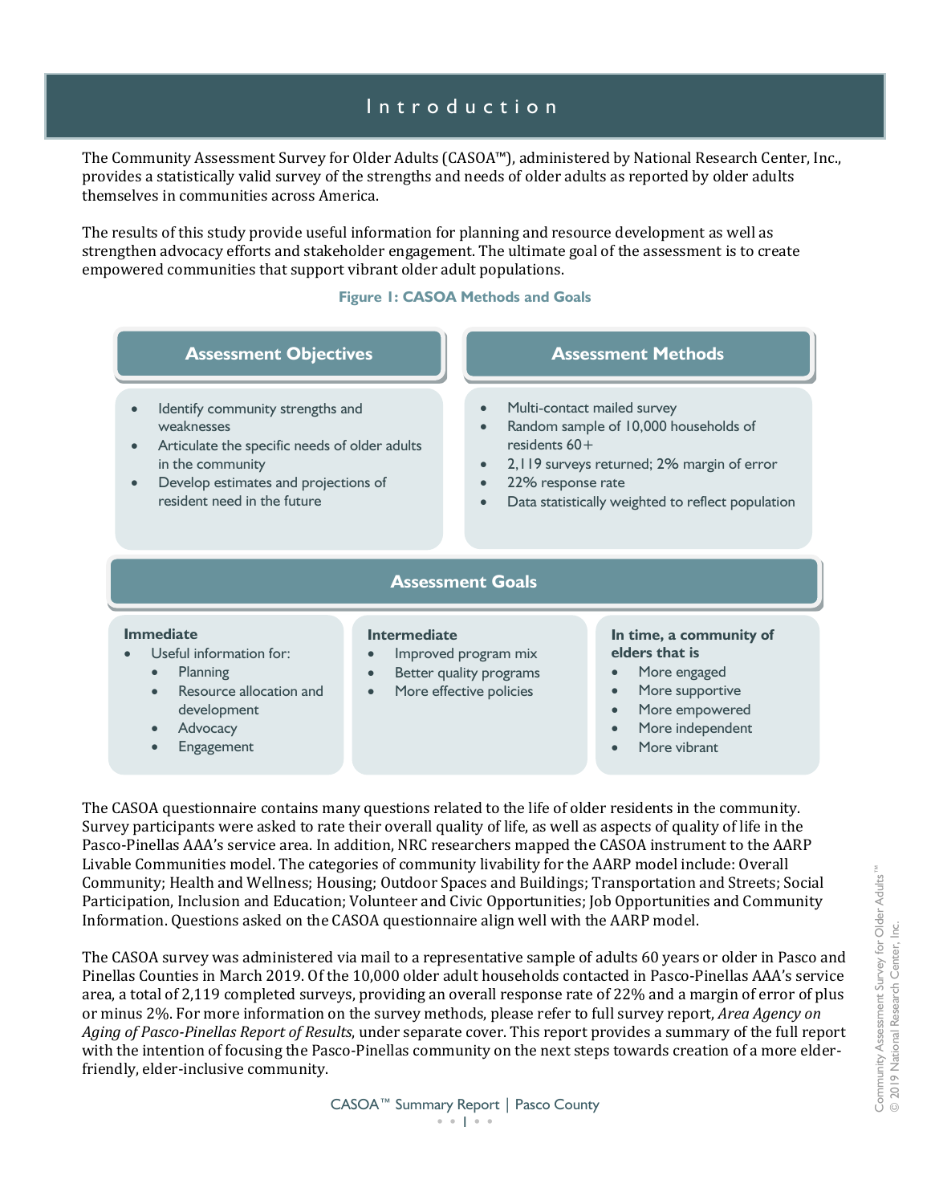# Introduction

The Community Assessment Survey for Older Adults (CASOA™), administered by National Research Center, Inc., provides a statistically valid survey of the strengths and needs of older adults as reported by older adults themselves in communities across America.

The results of this study provide useful information for planning and resource development as well as strengthen advocacy efforts and stakeholder engagement. The ultimate goal of the assessment is to create empowered communities that support vibrant older adult populations.

**Figure 1: CASOA Methods and Goals**

**Assessment Objectives**

- Identify community strengths and weaknesses
- Articulate the specific needs of older adults in the community
- Develop estimates and projections of resident need in the future

**Assessment Methods**

- Multi-contact mailed survey
- Random sample of 10,000 households of residents 60+
- 2,119 surveys returned; 2% margin of error
- 22% response rate
- Data statistically weighted to reflect population

**Assessment Goals**

**Immediate**

- Useful information for:
  - Planning
  - Resource allocation and development
  - Advocacy
  - Engagement

**Intermediate**

- Improved program mix
- Better quality programs
- More effective policies

**In time, a community of elders that is**

- More engaged
- More supportive
- More empowered
- More independent
- More vibrant

The CASOA questionnaire contains many questions related to the life of older residents in the community. Survey participants were asked to rate their overall quality of life, as well as aspects of quality of life in the Pasco-Pinellas AAA's service area. In addition, NRC researchers mapped the CASOA instrument to the AARP Livable Communities model. The categories of community livability for the AARP model include: Overall Community; Health and Wellness; Housing; Outdoor Spaces and Buildings; Transportation and Streets; Social Participation, Inclusion and Education; Volunteer and Civic Opportunities; Job Opportunities and Community Information. Questions asked on the CASOA questionnaire align well with the AARP model.

The CASOA survey was administered via mail to a representative sample of adults 60 years or older in Pasco and Pinellas Counties in March 2019. Of the 10,000 older adult households contacted in Pasco-Pinellas AAA's service area, a total of 2,119 completed surveys, providing an overall response rate of 22% and a margin of error of plus or minus 2%. For more information on the survey methods, please refer to full survey report, *Area Agency on Aging of Pasco-Pinellas Report of Results*, under separate cover. This report provides a summary of the full report with the intention of focusing the Pasco-Pinellas community on the next steps towards creation of a more elder-friendly, elder-inclusive community.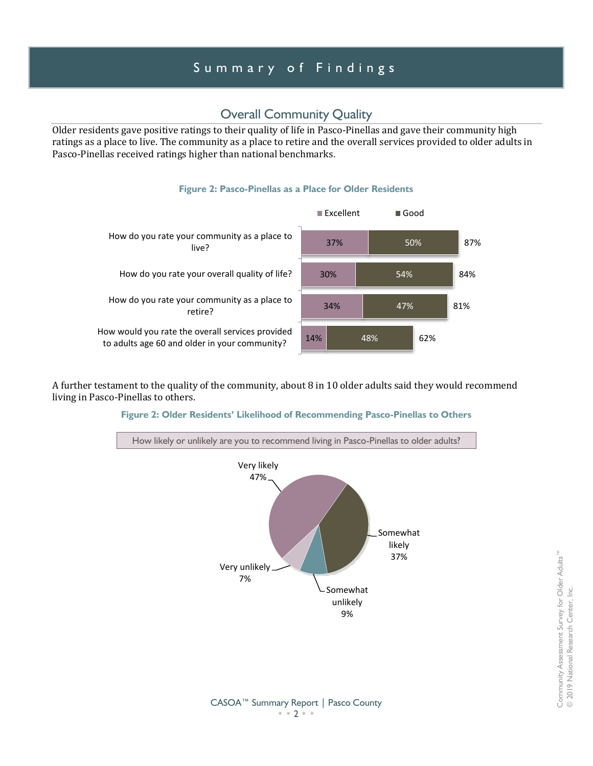# Summary of Findings

## Overall Community Quality

Older residents gave positive ratings to their quality of life in Pasco-Pinellas and gave their community high ratings as a place to live. The community as a place to retire and the overall services provided to older adults in Pasco-Pinellas received ratings higher than national benchmarks.

**Figure 2: Pasco-Pinellas as a Place for Older Residents**

| | Excellent | Good | Total |
|---|---|---|---|
| How do you rate your community as a place to live? | 37% | 50% | 87% |
| How do you rate your overall quality of life? | 30% | 54% | 84% |
| How do you rate your community as a place to retire? | 34% | 47% | 81% |
| How would you rate the overall services provided to adults age 60 and older in your community? | 14% | 48% | 62% |

A further testament to the quality of the community, about 8 in 10 older adults said they would recommend living in Pasco-Pinellas to others.

**Figure 2: Older Residents' Likelihood of Recommending Pasco-Pinellas to Others**

How likely or unlikely are you to recommend living in Pasco-Pinellas to older adults?

| Response | Percent |
|---|---|
| Very likely | 47% |
| Somewhat likely | 37% |
| Somewhat unlikely | 9% |
| Very unlikely | 7% |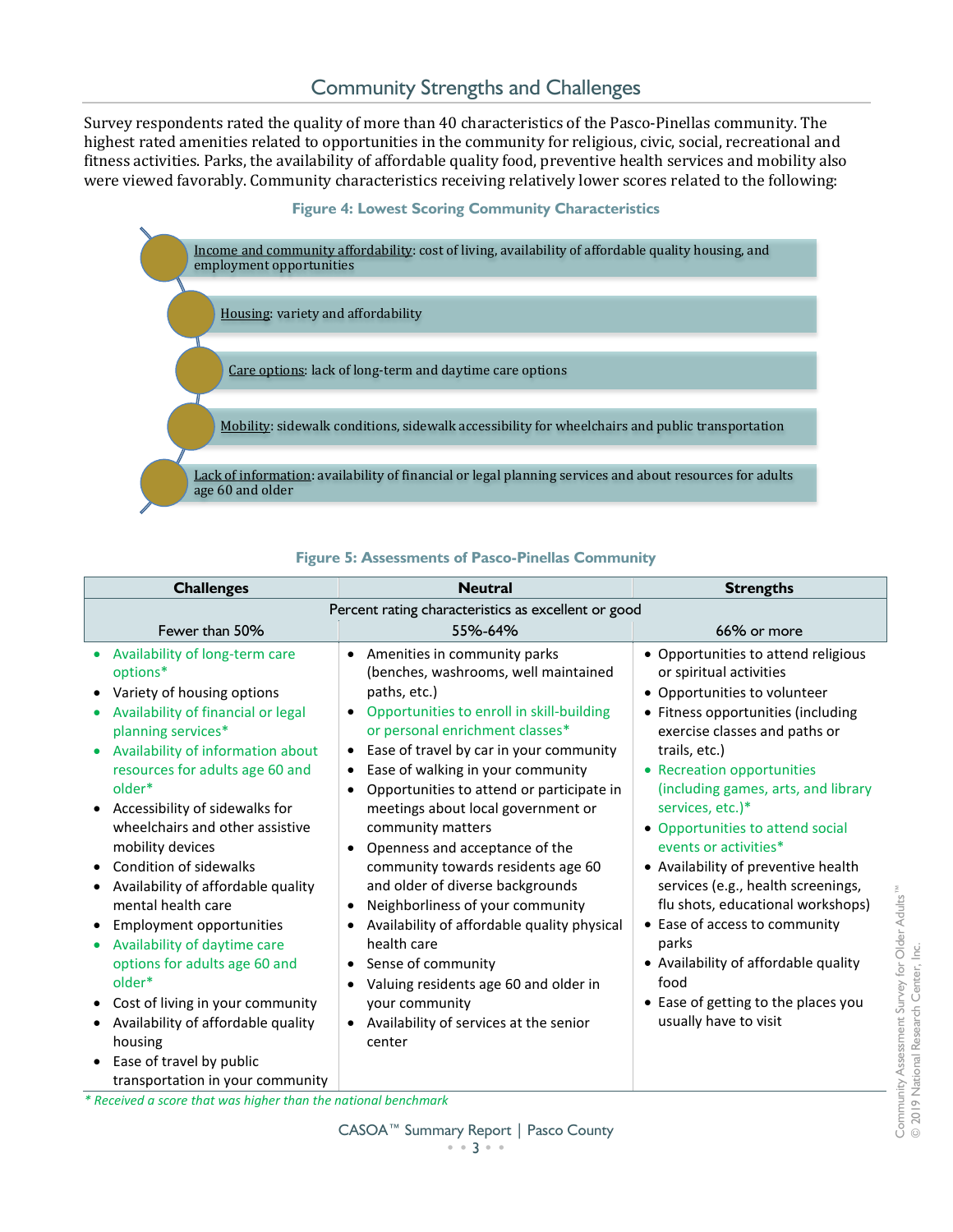## Community Strengths and Challenges

Survey respondents rated the quality of more than 40 characteristics of the Pasco-Pinellas community. The highest rated amenities related to opportunities in the community for religious, civic, social, recreational and fitness activities. Parks, the availability of affordable quality food, preventive health services and mobility also were viewed favorably. Community characteristics receiving relatively lower scores related to the following:

**Figure 4: Lowest Scoring Community Characteristics**

- Income and community affordability: cost of living, availability of affordable quality housing, and employment opportunities
- Housing: variety and affordability
- Care options: lack of long-term and daytime care options
- Mobility: sidewalk conditions, sidewalk accessibility for wheelchairs and public transportation
- Lack of information: availability of financial or legal planning services and about resources for adults age 60 and older

**Figure 5: Assessments of Pasco-Pinellas Community**

| Challenges | Neutral | Strengths |
|---|---|---|
| Percent rating characteristics as excellent or good | | |
| Fewer than 50% | 55%-64% | 66% or more |
| • Availability of long-term care options*<br>• Variety of housing options<br>• Availability of financial or legal planning services*<br>• Availability of information about resources for adults age 60 and older*<br>• Accessibility of sidewalks for wheelchairs and other assistive mobility devices<br>• Condition of sidewalks<br>• Availability of affordable quality mental health care<br>• Employment opportunities<br>• Availability of daytime care options for adults age 60 and older*<br>• Cost of living in your community<br>• Availability of affordable quality housing<br>• Ease of travel by public transportation in your community | • Amenities in community parks (benches, washrooms, well maintained paths, etc.)<br>• Opportunities to enroll in skill-building or personal enrichment classes*<br>• Ease of travel by car in your community<br>• Ease of walking in your community<br>• Opportunities to attend or participate in meetings about local government or community matters<br>• Openness and acceptance of the community towards residents age 60 and older of diverse backgrounds<br>• Neighborliness of your community<br>• Availability of affordable quality physical health care<br>• Sense of community<br>• Valuing residents age 60 and older in your community<br>• Availability of services at the senior center | • Opportunities to attend religious or spiritual activities<br>• Opportunities to volunteer<br>• Fitness opportunities (including exercise classes and paths or trails, etc.)<br>• Recreation opportunities (including games, arts, and library services, etc.)*<br>• Opportunities to attend social events or activities*<br>• Availability of preventive health services (e.g., health screenings, flu shots, educational workshops)<br>• Ease of access to community parks<br>• Availability of affordable quality food<br>• Ease of getting to the places you usually have to visit |

*\* Received a score that was higher than the national benchmark*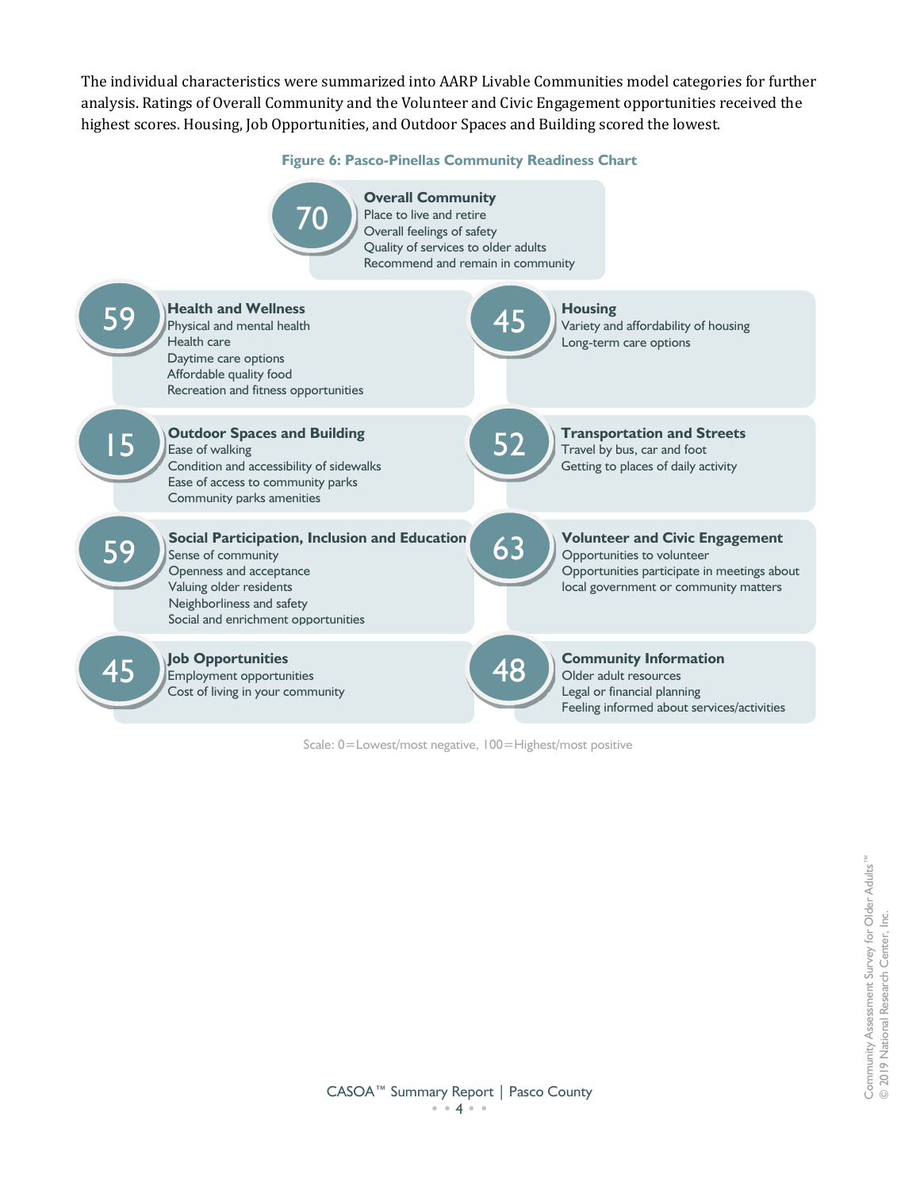The individual characteristics were summarized into AARP Livable Communities model categories for further analysis. Ratings of Overall Community and the Volunteer and Civic Engagement opportunities received the highest scores. Housing, Job Opportunities, and Outdoor Spaces and Building scored the lowest.

**Figure 6: Pasco-Pinellas Community Readiness Chart**

**70 — Overall Community**
- Place to live and retire
- Overall feelings of safety
- Quality of services to older adults
- Recommend and remain in community

**59 — Health and Wellness**
- Physical and mental health
- Health care
- Daytime care options
- Affordable quality food
- Recreation and fitness opportunities

**45 — Housing**
- Variety and affordability of housing
- Long-term care options

**15 — Outdoor Spaces and Building**
- Ease of walking
- Condition and accessibility of sidewalks
- Ease of access to community parks
- Community parks amenities

**52 — Transportation and Streets**
- Travel by bus, car and foot
- Getting to places of daily activity

**59 — Social Participation, Inclusion and Education**
- Sense of community
- Openness and acceptance
- Valuing older residents
- Neighborliness and safety
- Social and enrichment opportunities

**63 — Volunteer and Civic Engagement**
- Opportunities to volunteer
- Opportunities participate in meetings about local government or community matters

**45 — Job Opportunities**
- Employment opportunities
- Cost of living in your community

**48 — Community Information**
- Older adult resources
- Legal or financial planning
- Feeling informed about services/activities

Scale: 0=Lowest/most negative, 100=Highest/most positive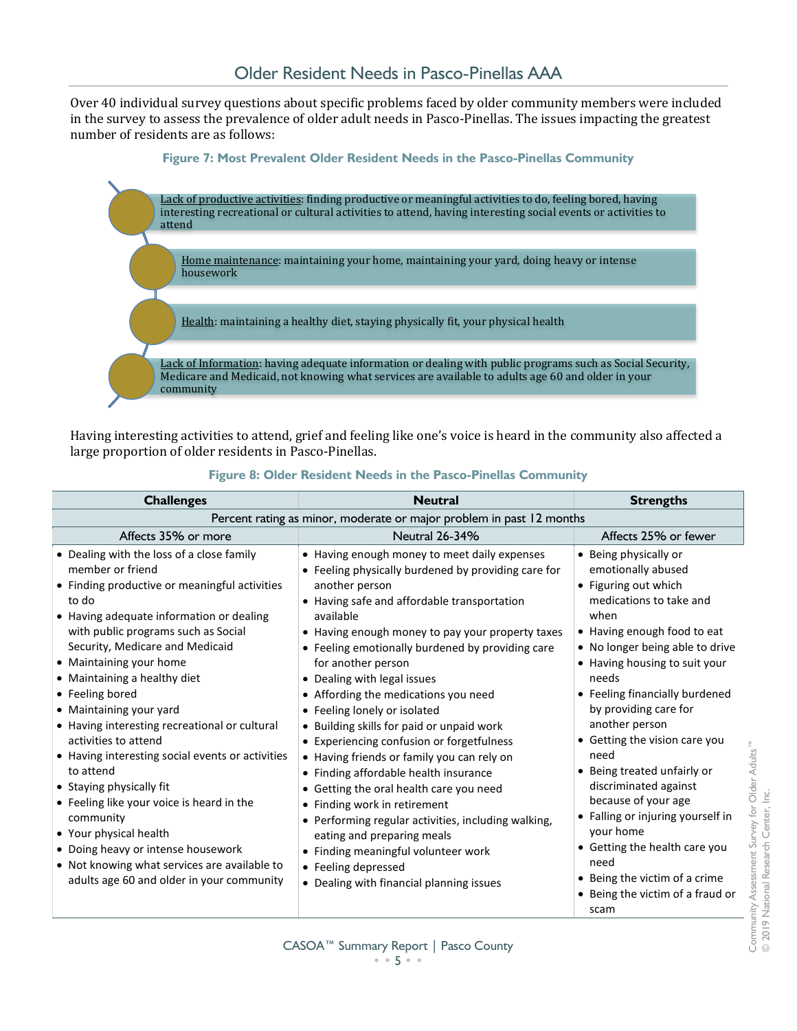# Older Resident Needs in Pasco-Pinellas AAA

Over 40 individual survey questions about specific problems faced by older community members were included in the survey to assess the prevalence of older adult needs in Pasco-Pinellas. The issues impacting the greatest number of residents are as follows:

**Figure 7: Most Prevalent Older Resident Needs in the Pasco-Pinellas Community**

- Lack of productive activities: finding productive or meaningful activities to do, feeling bored, having interesting recreational or cultural activities to attend, having interesting social events or activities to attend
- Home maintenance: maintaining your home, maintaining your yard, doing heavy or intense housework
- Health: maintaining a healthy diet, staying physically fit, your physical health
- Lack of Information: having adequate information or dealing with public programs such as Social Security, Medicare and Medicaid, not knowing what services are available to adults age 60 and older in your community

Having interesting activities to attend, grief and feeling like one's voice is heard in the community also affected a large proportion of older residents in Pasco-Pinellas.

**Figure 8: Older Resident Needs in the Pasco-Pinellas Community**

| Challenges | Neutral | Strengths |
|---|---|---|
| Percent rating as minor, moderate or major problem in past 12 months | | |
| Affects 35% or more | Neutral 26-34% | Affects 25% or fewer |
| • Dealing with the loss of a close family member or friend<br>• Finding productive or meaningful activities to do<br>• Having adequate information or dealing with public programs such as Social Security, Medicare and Medicaid<br>• Maintaining your home<br>• Maintaining a healthy diet<br>• Feeling bored<br>• Maintaining your yard<br>• Having interesting recreational or cultural activities to attend<br>• Having interesting social events or activities to attend<br>• Staying physically fit<br>• Feeling like your voice is heard in the community<br>• Your physical health<br>• Doing heavy or intense housework<br>• Not knowing what services are available to adults age 60 and older in your community | • Having enough money to meet daily expenses<br>• Feeling physically burdened by providing care for another person<br>• Having safe and affordable transportation available<br>• Having enough money to pay your property taxes<br>• Feeling emotionally burdened by providing care for another person<br>• Dealing with legal issues<br>• Affording the medications you need<br>• Feeling lonely or isolated<br>• Building skills for paid or unpaid work<br>• Experiencing confusion or forgetfulness<br>• Having friends or family you can rely on<br>• Finding affordable health insurance<br>• Getting the oral health care you need<br>• Finding work in retirement<br>• Performing regular activities, including walking, eating and preparing meals<br>• Finding meaningful volunteer work<br>• Feeling depressed<br>• Dealing with financial planning issues | • Being physically or emotionally abused<br>• Figuring out which medications to take and when<br>• Having enough food to eat<br>• No longer being able to drive<br>• Having housing to suit your needs<br>• Feeling financially burdened by providing care for another person<br>• Getting the vision care you need<br>• Being treated unfairly or discriminated against because of your age<br>• Falling or injuring yourself in your home<br>• Getting the health care you need<br>• Being the victim of a crime<br>• Being the victim of a fraud or scam |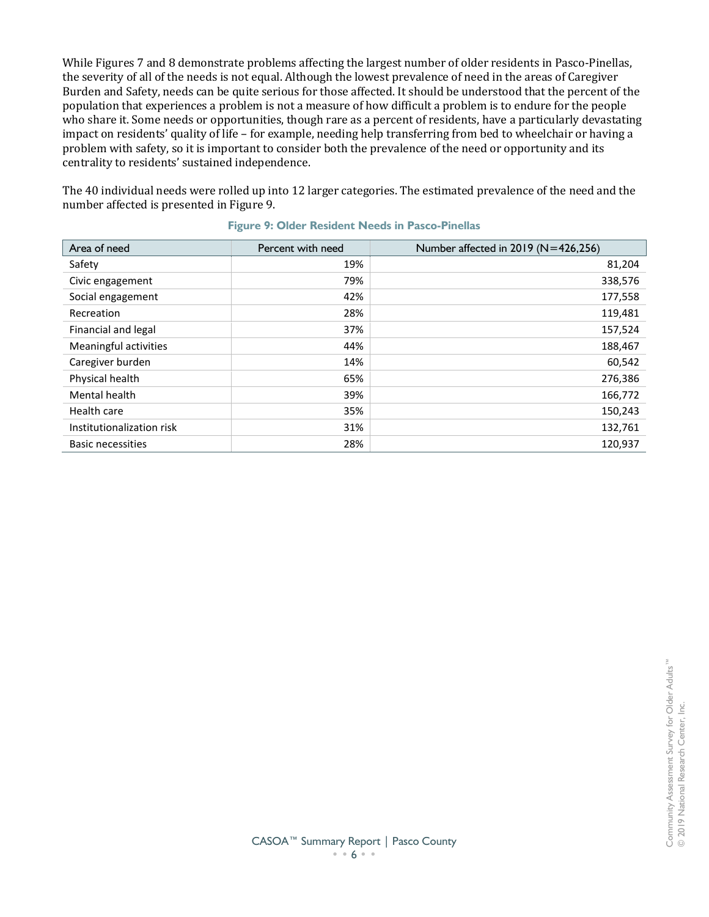While Figures 7 and 8 demonstrate problems affecting the largest number of older residents in Pasco-Pinellas, the severity of all of the needs is not equal. Although the lowest prevalence of need in the areas of Caregiver Burden and Safety, needs can be quite serious for those affected. It should be understood that the percent of the population that experiences a problem is not a measure of how difficult a problem is to endure for the people who share it. Some needs or opportunities, though rare as a percent of residents, have a particularly devastating impact on residents' quality of life – for example, needing help transferring from bed to wheelchair or having a problem with safety, so it is important to consider both the prevalence of the need or opportunity and its centrality to residents' sustained independence.

The 40 individual needs were rolled up into 12 larger categories. The estimated prevalence of the need and the number affected is presented in Figure 9.

**Figure 9: Older Resident Needs in Pasco-Pinellas**

| Area of need | Percent with need | Number affected in 2019 (N=426,256) |
|---|---|---|
| Safety | 19% | 81,204 |
| Civic engagement | 79% | 338,576 |
| Social engagement | 42% | 177,558 |
| Recreation | 28% | 119,481 |
| Financial and legal | 37% | 157,524 |
| Meaningful activities | 44% | 188,467 |
| Caregiver burden | 14% | 60,542 |
| Physical health | 65% | 276,386 |
| Mental health | 39% | 166,772 |
| Health care | 35% | 150,243 |
| Institutionalization risk | 31% | 132,761 |
| Basic necessities | 28% | 120,937 |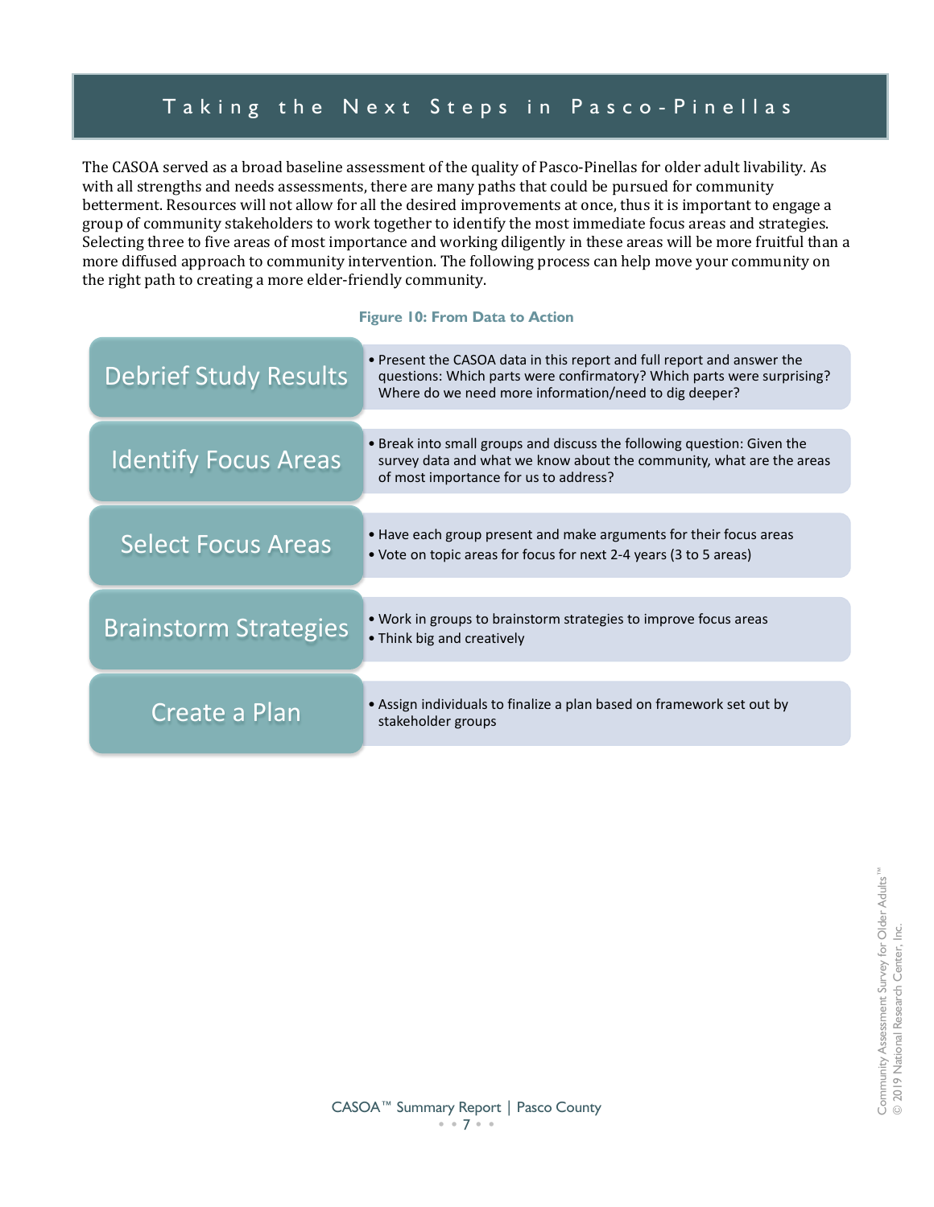## Taking the Next Steps in Pasco-Pinellas

The CASOA served as a broad baseline assessment of the quality of Pasco-Pinellas for older adult livability. As with all strengths and needs assessments, there are many paths that could be pursued for community betterment. Resources will not allow for all the desired improvements at once, thus it is important to engage a group of community stakeholders to work together to identify the most immediate focus areas and strategies. Selecting three to five areas of most importance and working diligently in these areas will be more fruitful than a more diffused approach to community intervention. The following process can help move your community on the right path to creating a more elder-friendly community.

**Figure 10: From Data to Action**

**Debrief Study Results**

- Present the CASOA data in this report and full report and answer the questions: Which parts were confirmatory? Which parts were surprising? Where do we need more information/need to dig deeper?

**Identify Focus Areas**

- Break into small groups and discuss the following question: Given the survey data and what we know about the community, what are the areas of most importance for us to address?

**Select Focus Areas**

- Have each group present and make arguments for their focus areas
- Vote on topic areas for focus for next 2-4 years (3 to 5 areas)

**Brainstorm Strategies**

- Work in groups to brainstorm strategies to improve focus areas
- Think big and creatively

**Create a Plan**

- Assign individuals to finalize a plan based on framework set out by stakeholder groups